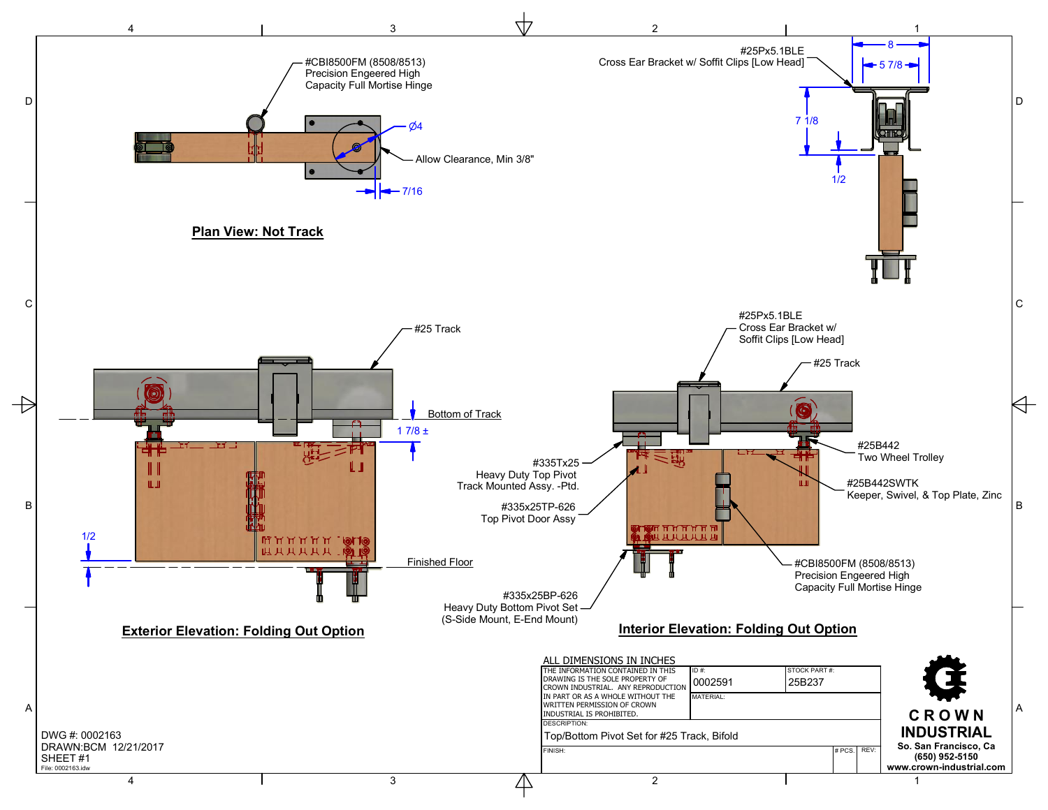## Plan View: Not Track

#CBI8500FM (8508/8513)
Precision Engeered High
Capacity Full Mortise Hinge

Ø4

Allow Clearance, Min 3/8"

7/16

#25Px5.1BLE
Cross Ear Bracket w/ Soffit Clips [Low Head]

8

5 7/8

7 1/8

1/2

## Exterior Elevation: Folding Out Option

#25 Track

Bottom of Track

1 7/8 ±

1/2

Finished Floor

#335Tx25
Heavy Duty Top Pivot
Track Mounted Assy. -Ptd.

#335x25TP-626
Top Pivot Door Assy

#335x25BP-626
Heavy Duty Bottom Pivot Set
(S-Side Mount, E-End Mount)

## Interior Elevation: Folding Out Option

#25Px5.1BLE
Cross Ear Bracket w/
Soffit Clips [Low Head]

#25 Track

#25B442
Two Wheel Trolley

#25B442SWTK
Keeper, Swivel, & Top Plate, Zinc

#CBI8500FM (8508/8513)
Precision Engeered High
Capacity Full Mortise Hinge

ALL DIMENSIONS IN INCHES

| THE INFORMATION CONTAINED IN THIS DRAWING IS THE SOLE PROPERTY OF CROWN INDUSTRIAL. ANY REPRODUCTION IN PART OR AS A WHOLE WITHOUT THE WRITTEN PERMISSION OF CROWN INDUSTRIAL IS PROHIBITED. | ID #: 0002591 | STOCK PART #: 25B237 |
|---|---|---|
| | MATERIAL: | |
| DESCRIPTION: Top/Bottom Pivot Set for #25 Track, Bifold | | |
| FINISH: | # PCS. | REV: |

**CROWN INDUSTRIAL**
So. San Francisco, Ca
(650) 952-5150
www.crown-industrial.com

DWG #: 0002163
DRAWN:BCM 12/21/2017
SHEET #1
File: 0002163.idw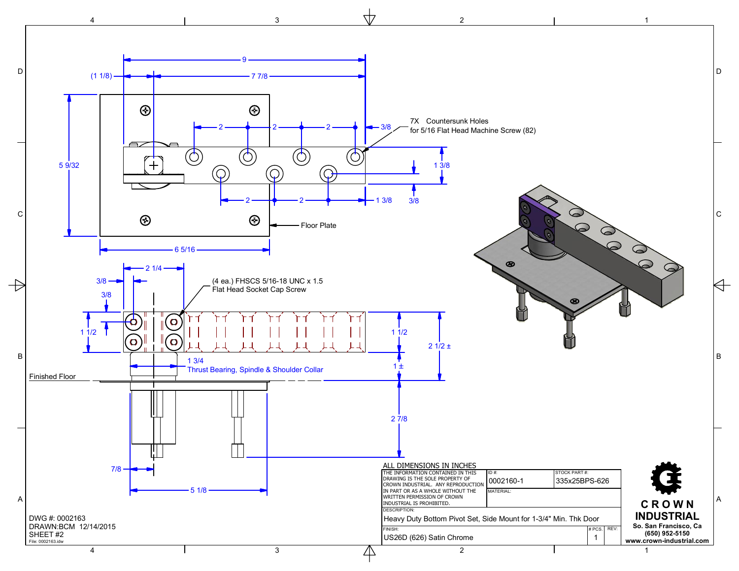9

(1 1/8)

7 7/8

5 9/32

2 — 2 — 2

3/8

7X Countersunk Holes
for 5/16 Flat Head Machine Screw (82)

1 3/8

2 — 2

1 3/8

3/8

Floor Plate

6 5/16

2 1/4

3/8

3/8

(4 ea.) FHSCS 5/16-18 UNC x 1.5
Flat Head Socket Cap Screw

1 1/2

1 1/2

2 1/2 ±

1 3/4
Thrust Bearing, Spindle & Shoulder Collar

1 ±

Finished Floor

2 7/8

7/8

5 1/8

ALL DIMENSIONS IN INCHES

| THE INFORMATION CONTAINED IN THIS DRAWING IS THE SOLE PROPERTY OF CROWN INDUSTRIAL. ANY REPRODUCTION IN PART OR AS A WHOLE WITHOUT THE WRITTEN PERMISSION OF CROWN INDUSTRIAL IS PROHIBITED. | ID #: 0002160-1 | STOCK PART #: 335x25BPS-626 |
| --- | --- | --- |
| | MATERIAL: | |
| DESCRIPTION: Heavy Duty Bottom Pivot Set, Side Mount for 1-3/4" Min. Thk Door | | |
| FINISH: US26D (626) Satin Chrome | # PCS. 1 | REV: |

**CROWN INDUSTRIAL**
So. San Francisco, Ca
(650) 952-5150
www.crown-industrial.com

DWG #: 0002163
DRAWN:BCM 12/14/2015
SHEET #2
File: 0002163.idw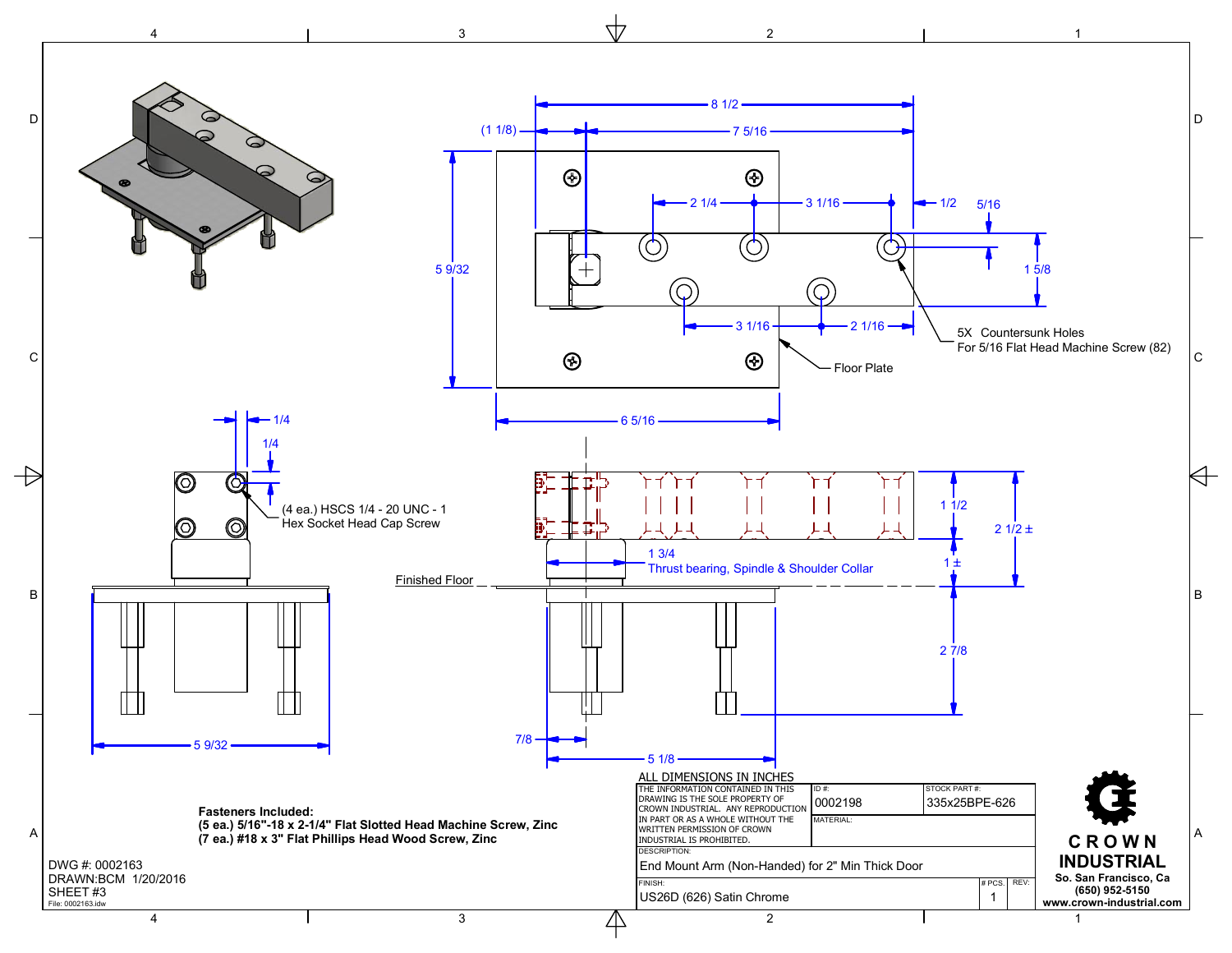8 1/2

(1 1/8)

7 5/16

2 1/4

3 1/16

1/2

5/16

5 9/32

1 5/8

3 1/16

2 1/16

5X Countersunk Holes
For 5/16 Flat Head Machine Screw (82)

Floor Plate

6 5/16

1/4

1/4

(4 ea.) HSCS 1/4 - 20 UNC - 1
Hex Socket Head Cap Screw

1 1/2

2 1/2 ±

1 3/4
Thrust bearing, Spindle & Shoulder Collar

1 ±

Finished Floor

2 7/8

5 9/32

7/8

5 1/8

**Fasteners Included:**
**(5 ea.) 5/16"-18 x 2-1/4" Flat Slotted Head Machine Screw, Zinc**
**(7 ea.) #18 x 3" Flat Phillips Head Wood Screw, Zinc**

DWG #: 0002163
DRAWN:BCM 1/20/2016
SHEET #3
File: 0002163.idw

ALL DIMENSIONS IN INCHES

| THE INFORMATION CONTAINED IN THIS DRAWING IS THE SOLE PROPERTY OF CROWN INDUSTRIAL. ANY REPRODUCTION IN PART OR AS A WHOLE WITHOUT THE WRITTEN PERMISSION OF CROWN INDUSTRIAL IS PROHIBITED. | ID #: 0002198 | STOCK PART #: 335x25BPE-626 |
|---|---|---|
| | MATERIAL: | |
| DESCRIPTION: End Mount Arm (Non-Handed) for 2" Min Thick Door | | |
| FINISH: US26D (626) Satin Chrome | # PCS. 1 | REV: |

CROWN INDUSTRIAL
So. San Francisco, Ca
(650) 952-5150
www.crown-industrial.com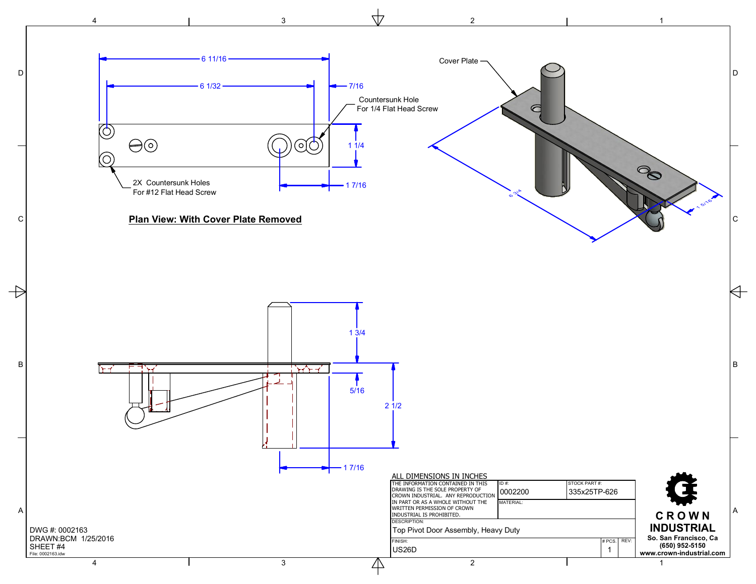6 11/16

6 1/32

7/16

Countersunk Hole
For 1/4 Flat Head Screw

1 1/4

2X Countersunk Holes
For #12 Flat Head Screw

1 7/16

**Plan View: With Cover Plate Removed**

Cover Plate

6 3/4

1 5/16

1 3/4

5/16

2 1/2

1 7/16

ALL DIMENSIONS IN INCHES

| THE INFORMATION CONTAINED IN THIS DRAWING IS THE SOLE PROPERTY OF CROWN INDUSTRIAL. ANY REPRODUCTION IN PART OR AS A WHOLE WITHOUT THE WRITTEN PERMISSION OF CROWN INDUSTRIAL IS PROHIBITED. | ID #: 0002200 | STOCK PART #: 335x25TP-626 | |
|---|---|---|---|
| | MATERIAL: | | |
| DESCRIPTION: Top Pivot Door Assembly, Heavy Duty | | | |
| FINISH: US26D | | # PCS. 1 | REV: |

**CROWN INDUSTRIAL**
**So. San Francisco, Ca**
**(650) 952-5150**
**www.crown-industrial.com**

DWG #: 0002163
DRAWN:BCM 1/25/2016
SHEET #4
File: 0002163.idw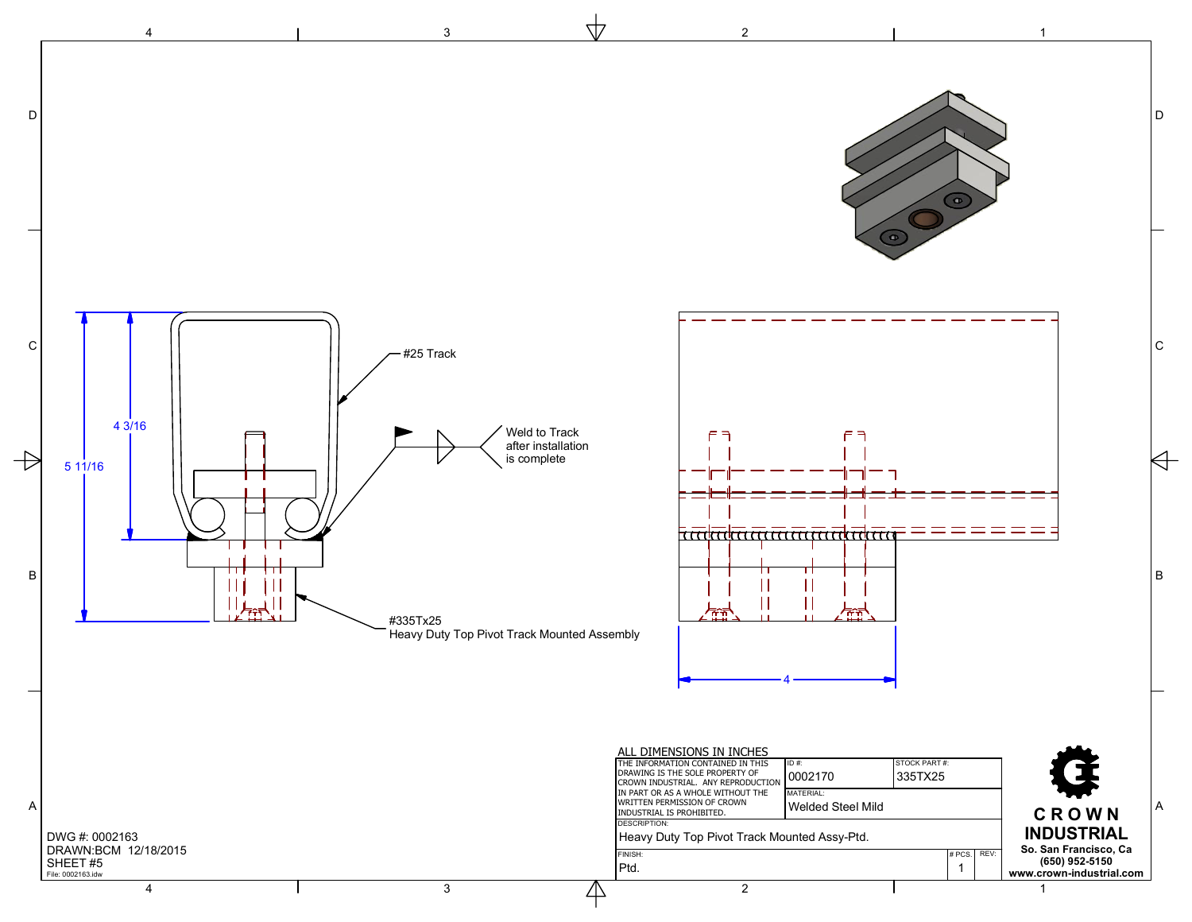#25 Track

Weld to Track after installation is complete

4 3/16

5 11/16

#335Tx25
Heavy Duty Top Pivot Track Mounted Assembly

4

ALL DIMENSIONS IN INCHES

| | | |
|---|---|---|
| THE INFORMATION CONTAINED IN THIS DRAWING IS THE SOLE PROPERTY OF CROWN INDUSTRIAL. ANY REPRODUCTION IN PART OR AS A WHOLE WITHOUT THE WRITTEN PERMISSION OF CROWN INDUSTRIAL IS PROHIBITED. | ID #: 0002170 | STOCK PART #: 335TX25 |
| | MATERIAL: Welded Steel Mild | |
| DESCRIPTION: Heavy Duty Top Pivot Track Mounted Assy-Ptd. | | |
| FINISH: Ptd. | # PCS. 1 | REV: |

CROWN INDUSTRIAL
So. San Francisco, Ca
(650) 952-5150
www.crown-industrial.com

DWG #: 0002163
DRAWN:BCM 12/18/2015
SHEET #5
File: 0002163.idw